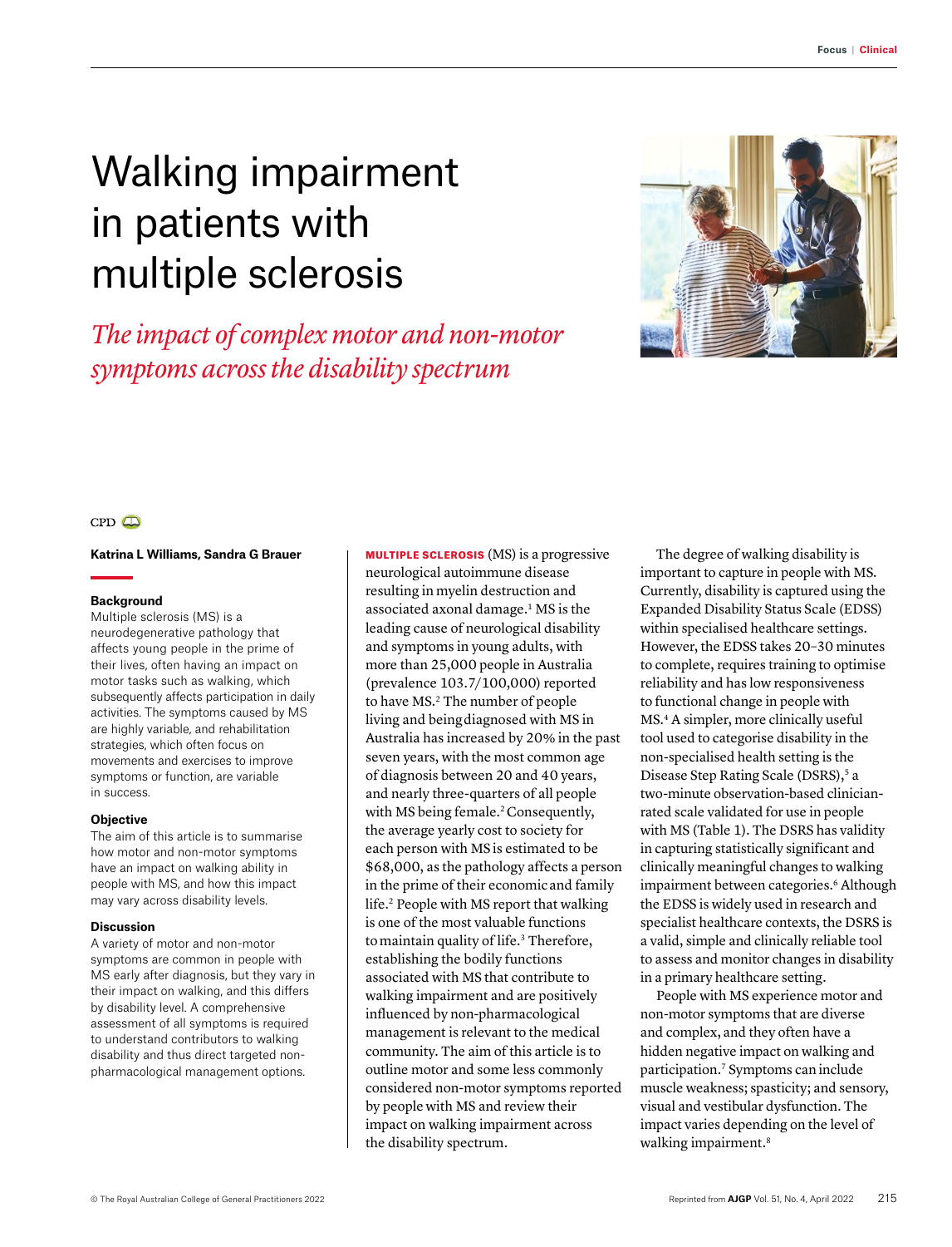# Walking impairment in patients with multiple sclerosis

*The impact of complex motor and non-motor symptoms across the disability spectrum*

CPD

**Katrina L Williams, Sandra G Brauer**

### Background

Multiple sclerosis (MS) is a neurodegenerative pathology that affects young people in the prime of their lives, often having an impact on motor tasks such as walking, which subsequently affects participation in daily activities. The symptoms caused by MS are highly variable, and rehabilitation strategies, which often focus on movements and exercises to improve symptoms or function, are variable in success.

### Objective

The aim of this article is to summarise how motor and non-motor symptoms have an impact on walking ability in people with MS, and how this impact may vary across disability levels.

### Discussion

A variety of motor and non-motor symptoms are common in people with MS early after diagnosis, but they vary in their impact on walking, and this differs by disability level. A comprehensive assessment of all symptoms is required to understand contributors to walking disability and thus direct targeted non-pharmacological management options.

**MULTIPLE SCLEROSIS** (MS) is a progressive neurological autoimmune disease resulting in myelin destruction and associated axonal damage.[1] MS is the leading cause of neurological disability and symptoms in young adults, with more than 25,000 people in Australia (prevalence 103.7/100,000) reported to have MS.[2] The number of people living and being diagnosed with MS in Australia has increased by 20% in the past seven years, with the most common age of diagnosis between 20 and 40 years, and nearly three-quarters of all people with MS being female.[2] Consequently, the average yearly cost to society for each person with MS is estimated to be $68,000, as the pathology affects a person in the prime of their economic and family life.[2] People with MS report that walking is one of the most valuable functions to maintain quality of life.[3] Therefore, establishing the bodily functions associated with MS that contribute to walking impairment and are positively influenced by non-pharmacological management is relevant to the medical community. The aim of this article is to outline motor and some less commonly considered non-motor symptoms reported by people with MS and review their impact on walking impairment across the disability spectrum.

The degree of walking disability is important to capture in people with MS. Currently, disability is captured using the Expanded Disability Status Scale (EDSS) within specialised healthcare settings. However, the EDSS takes 20–30 minutes to complete, requires training to optimise reliability and has low responsiveness to functional change in people with MS.[4] A simpler, more clinically useful tool used to categorise disability in the non-specialised health setting is the Disease Step Rating Scale (DSRS),[5] a two-minute observation-based clinician-rated scale validated for use in people with MS (Table 1). The DSRS has validity in capturing statistically significant and clinically meaningful changes to walking impairment between categories.[6] Although the EDSS is widely used in research and specialist healthcare contexts, the DSRS is a valid, simple and clinically reliable tool to assess and monitor changes in disability in a primary healthcare setting.

People with MS experience motor and non-motor symptoms that are diverse and complex, and they often have a hidden negative impact on walking and participation.[7] Symptoms can include muscle weakness; spasticity; and sensory, visual and vestibular dysfunction. The impact varies depending on the level of walking impairment.[8]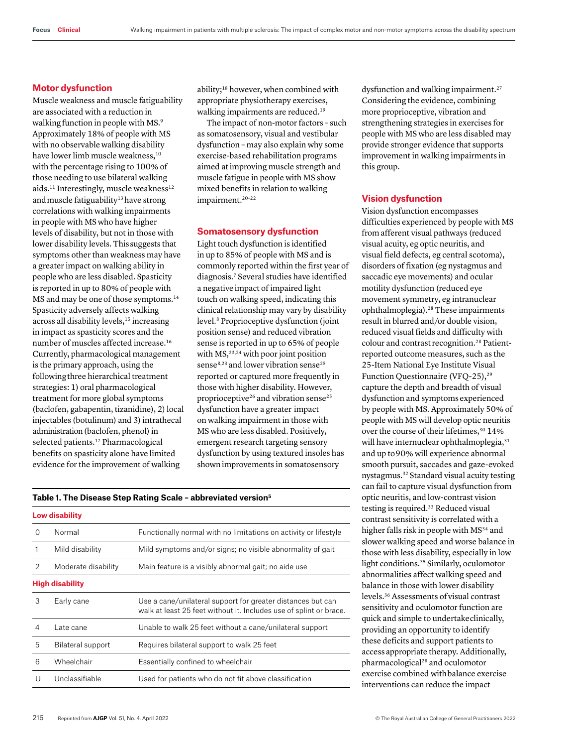## Motor dysfunction

Muscle weakness and muscle fatiguability are associated with a reduction in walking function in people with MS.[9] Approximately 18% of people with MS with no observable walking disability have lower limb muscle weakness,[10] with the percentage rising to 100% of those needing to use bilateral walking aids.[11] Interestingly, muscle weakness[12] and muscle fatiguability[13] have strong correlations with walking impairments in people with MS who have higher levels of disability, but not in those with lower disability levels. This suggests that symptoms other than weakness may have a greater impact on walking ability in people who are less disabled. Spasticity is reported in up to 80% of people with MS and may be one of those symptoms.[14] Spasticity adversely affects walking across all disability levels,[15] increasing in impact as spasticity scores and the number of muscles affected increase.[16] Currently, pharmacological management is the primary approach, using the following three hierarchical treatment strategies: 1) oral pharmacological treatment for more global symptoms (baclofen, gabapentin, tizanidine), 2) local injectables (botulinum) and 3) intrathecal administration (baclofen, phenol) in selected patients.[17] Pharmacological benefits on spasticity alone have limited evidence for the improvement of walking ability;[18] however, when combined with appropriate physiotherapy exercises, walking impairments are reduced.[19]

The impact of non-motor factors – such as somatosensory, visual and vestibular dysfunction – may also explain why some exercise-based rehabilitation programs aimed at improving muscle strength and muscle fatigue in people with MS show mixed benefits in relation to walking impairment.[20–22]

## Somatosensory dysfunction

Light touch dysfunction is identified in up to 85% of people with MS and is commonly reported within the first year of diagnosis.[7] Several studies have identified a negative impact of impaired light touch on walking speed, indicating this clinical relationship may vary by disability level.[8] Proprioceptive dysfunction (joint position sense) and reduced vibration sense is reported in up to 65% of people with MS,[23,24] with poor joint position sense[8,23] and lower vibration sense[25] reported or captured more frequently in those with higher disability. However, proprioceptive[26] and vibration sense[25] dysfunction have a greater impact on walking impairment in those with MS who are less disabled. Positively, emergent research targeting sensory dysfunction by using textured insoles has shown improvements in somatosensory dysfunction and walking impairment.[27] Considering the evidence, combining more proprioceptive, vibration and strengthening strategies in exercises for people with MS who are less disabled may provide stronger evidence that supports improvement in walking impairments in this group.

**Table 1. The Disease Step Rating Scale – abbreviated version[5]**

| | | |
|---|---|---|
| **Low disability** | | |
| 0 | Normal | Functionally normal with no limitations on activity or lifestyle |
| 1 | Mild disability | Mild symptoms and/or signs; no visible abnormality of gait |
| 2 | Moderate disability | Main feature is a visibly abnormal gait; no aide use |
| **High disability** | | |
| 3 | Early cane | Use a cane/unilateral support for greater distances but can walk at least 25 feet without it. Includes use of splint or brace. |
| 4 | Late cane | Unable to walk 25 feet without a cane/unilateral support |
| 5 | Bilateral support | Requires bilateral support to walk 25 feet |
| 6 | Wheelchair | Essentially confined to wheelchair |
| U | Unclassifiable | Used for patients who do not fit above classification |

## Vision dysfunction

Vision dysfunction encompasses difficulties experienced by people with MS from afferent visual pathways (reduced visual acuity, eg optic neuritis, and visual field defects, eg central scotoma), disorders of fixation (eg nystagmus and saccadic eye movements) and ocular motility dysfunction (reduced eye movement symmetry, eg intranuclear ophthalmoplegia).[28] These impairments result in blurred and/or double vision, reduced visual fields and difficulty with colour and contrast recognition.[28] Patient-reported outcome measures, such as the 25-Item National Eye Institute Visual Function Questionnaire (VFQ-25),[29] capture the depth and breadth of visual dysfunction and symptoms experienced by people with MS. Approximately 50% of people with MS will develop optic neuritis over the course of their lifetimes,[30] 14% will have internuclear ophthalmoplegia,[31] and up to 90% will experience abnormal smooth pursuit, saccades and gaze-evoked nystagmus.[32] Standard visual acuity testing can fail to capture visual dysfunction from optic neuritis, and low-contrast vision testing is required.[33] Reduced visual contrast sensitivity is correlated with a higher falls risk in people with MS[34] and slower walking speed and worse balance in those with less disability, especially in low light conditions.[35] Similarly, oculomotor abnormalities affect walking speed and balance in those with lower disability levels.[36] Assessments of visual contrast sensitivity and oculomotor function are quick and simple to undertake clinically, providing an opportunity to identify these deficits and support patients to access appropriate therapy. Additionally, pharmacological[28] and oculomotor exercise combined with balance exercise interventions can reduce the impact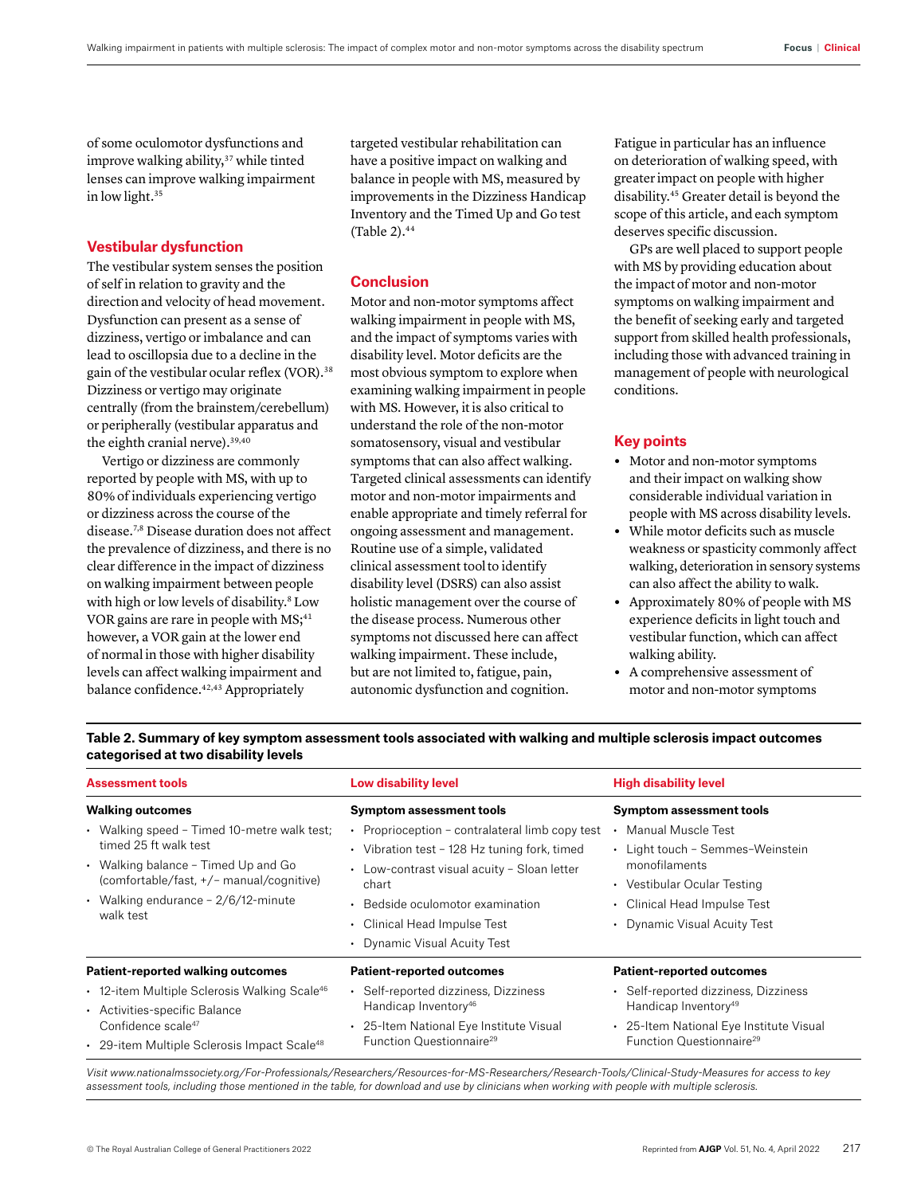of some oculomotor dysfunctions and improve walking ability,[37] while tinted lenses can improve walking impairment in low light.[35]

### Vestibular dysfunction

The vestibular system senses the position of self in relation to gravity and the direction and velocity of head movement. Dysfunction can present as a sense of dizziness, vertigo or imbalance and can lead to oscillopsia due to a decline in the gain of the vestibular ocular reflex (VOR).[38] Dizziness or vertigo may originate centrally (from the brainstem/cerebellum) or peripherally (vestibular apparatus and the eighth cranial nerve).[39,40]

Vertigo or dizziness are commonly reported by people with MS, with up to 80% of individuals experiencing vertigo or dizziness across the course of the disease.[7,8] Disease duration does not affect the prevalence of dizziness, and there is no clear difference in the impact of dizziness on walking impairment between people with high or low levels of disability.[8] Low VOR gains are rare in people with MS;[41] however, a VOR gain at the lower end of normal in those with higher disability levels can affect walking impairment and balance confidence.[42,43] Appropriately targeted vestibular rehabilitation can have a positive impact on walking and balance in people with MS, measured by improvements in the Dizziness Handicap Inventory and the Timed Up and Go test (Table 2).[44]

### Conclusion

Motor and non-motor symptoms affect walking impairment in people with MS, and the impact of symptoms varies with disability level. Motor deficits are the most obvious symptom to explore when examining walking impairment in people with MS. However, it is also critical to understand the role of the non-motor somatosensory, visual and vestibular symptoms that can also affect walking. Targeted clinical assessments can identify motor and non-motor impairments and enable appropriate and timely referral for ongoing assessment and management. Routine use of a simple, validated clinical assessment tool to identify disability level (DSRS) can also assist holistic management over the course of the disease process. Numerous other symptoms not discussed here can affect walking impairment. These include, but are not limited to, fatigue, pain, autonomic dysfunction and cognition. Fatigue in particular has an influence on deterioration of walking speed, with greater impact on people with higher disability.[45] Greater detail is beyond the scope of this article, and each symptom deserves specific discussion.

GPs are well placed to support people with MS by providing education about the impact of motor and non-motor symptoms on walking impairment and the benefit of seeking early and targeted support from skilled health professionals, including those with advanced training in management of people with neurological conditions.

### Key points

- Motor and non-motor symptoms and their impact on walking show considerable individual variation in people with MS across disability levels.
- While motor deficits such as muscle weakness or spasticity commonly affect walking, deterioration in sensory systems can also affect the ability to walk.
- Approximately 80% of people with MS experience deficits in light touch and vestibular function, which can affect walking ability.
- A comprehensive assessment of motor and non-motor symptoms

**Table 2. Summary of key symptom assessment tools associated with walking and multiple sclerosis impact outcomes categorised at two disability levels**

| Assessment tools | Low disability level | High disability level |
|---|---|---|
| **Walking outcomes** | **Symptom assessment tools** | **Symptom assessment tools** |
| • Walking speed – Timed 10-metre walk test; timed 25 ft walk test<br>• Walking balance – Timed Up and Go (comfortable/fast, +/− manual/cognitive)<br>• Walking endurance – 2/6/12-minute walk test | • Proprioception – contralateral limb copy test<br>• Vibration test – 128 Hz tuning fork, timed<br>• Low-contrast visual acuity – Sloan letter chart<br>• Bedside oculomotor examination<br>• Clinical Head Impulse Test<br>• Dynamic Visual Acuity Test | • Manual Muscle Test<br>• Light touch – Semmes–Weinstein monofilaments<br>• Vestibular Ocular Testing<br>• Clinical Head Impulse Test<br>• Dynamic Visual Acuity Test |
| **Patient-reported walking outcomes** | **Patient-reported outcomes** | **Patient-reported outcomes** |
| • 12-item Multiple Sclerosis Walking Scale[46]<br>• Activities-specific Balance Confidence scale[47]<br>• 29-item Multiple Sclerosis Impact Scale[48] | • Self-reported dizziness, Dizziness Handicap Inventory[46]<br>• 25-Item National Eye Institute Visual Function Questionnaire[29] | • Self-reported dizziness, Dizziness Handicap Inventory[49]<br>• 25-Item National Eye Institute Visual Function Questionnaire[29] |

*Visit www.nationalmssociety.org/For-Professionals/Researchers/Resources-for-MS-Researchers/Research-Tools/Clinical-Study-Measures for access to key assessment tools, including those mentioned in the table, for download and use by clinicians when working with people with multiple sclerosis.*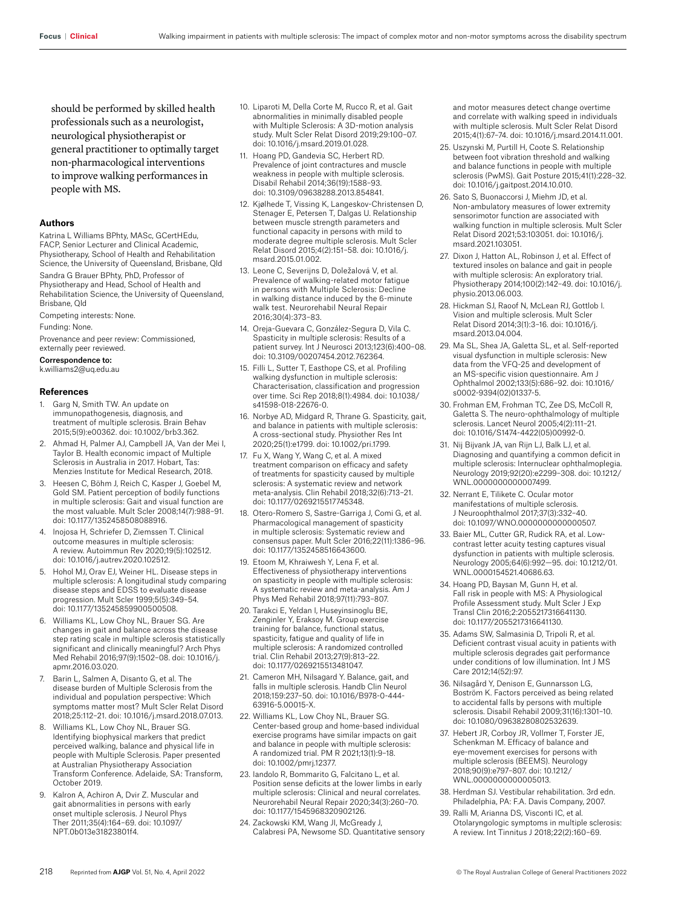should be performed by skilled health professionals such as a neurologist, neurological physiotherapist or general practitioner to optimally target non-pharmacological interventions to improve walking performances in people with MS.

## Authors

Katrina L Williams BPhty, MASc, GCertHEdu, FACP, Senior Lecturer and Clinical Academic, Physiotherapy, School of Health and Rehabilitation Science, the University of Queensland, Brisbane, Qld

Sandra G Brauer BPhty, PhD, Professor of Physiotherapy and Head, School of Health and Rehabilitation Science, the University of Queensland, Brisbane, Qld

Competing interests: None.

Funding: None.

Provenance and peer review: Commissioned, externally peer reviewed.

**Correspondence to:**
k.williams2@uq.edu.au

## References

1. Garg N, Smith TW. An update on immunopathogenesis, diagnosis, and treatment of multiple sclerosis. Brain Behav 2015;5(9):e00362. doi: 10.1002/brb3.362.
2. Ahmad H, Palmer AJ, Campbell JA, Van der Mei I, Taylor B. Health economic impact of Multiple Sclerosis in Australia in 2017. Hobart, Tas: Menzies Institute for Medical Research, 2018.
3. Heesen C, Böhm J, Reich C, Kasper J, Goebel M, Gold SM. Patient perception of bodily functions in multiple sclerosis: Gait and visual function are the most valuable. Mult Scler 2008;14(7):988–91. doi: 10.1177/1352458508088916.
4. Inojosa H, Schriefer D, Ziemssen T. Clinical outcome measures in multiple sclerosis: A review. Autoimmun Rev 2020;19(5):102512. doi: 10.1016/j.autrev.2020.102512.
5. Hohol MJ, Orav EJ, Weiner HL. Disease steps in multiple sclerosis: A longitudinal study comparing disease steps and EDSS to evaluate disease progression. Mult Scler 1999;5(5):349–54. doi: 10.1177/135245859900500508.
6. Williams KL, Low Choy NL, Brauer SG. Are changes in gait and balance across the disease step rating scale in multiple sclerosis statistically significant and clinically meaningful? Arch Phys Med Rehabil 2016;97(9):1502–08. doi: 10.1016/j.apmr.2016.03.020.
7. Barin L, Salmen A, Disanto G, et al. The disease burden of Multiple Sclerosis from the individual and population perspective: Which symptoms matter most? Mult Scler Relat Disord 2018;25:112–21. doi: 10.1016/j.msard.2018.07.013.
8. Williams KL, Low Choy NL, Brauer SG. Identifying biophysical markers that predict perceived walking, balance and physical life in people with Multiple Sclerosis. Paper presented at Australian Physiotherapy Association Transform Conference. Adelaide, SA: Transform, October 2019.
9. Kalron A, Achiron A, Dvir Z. Muscular and gait abnormalities in persons with early onset multiple sclerosis. J Neurol Phys Ther 2011;35(4):164–69. doi: 10.1097/NPT.0b013e31823801f4.
10. Liparoti M, Della Corte M, Rucco R, et al. Gait abnormalities in minimally disabled people with Multiple Sclerosis: A 3D-motion analysis study. Mult Scler Relat Disord 2019;29:100–07. doi: 10.1016/j.msard.2019.01.028.
11. Hoang PD, Gandevia SC, Herbert RD. Prevalence of joint contractures and muscle weakness in people with multiple sclerosis. Disabil Rehabil 2014;36(19):1588–93. doi: 10.3109/09638288.2013.854841.
12. Kjølhede T, Vissing K, Langeskov-Christensen D, Stenager E, Petersen T, Dalgas U. Relationship between muscle strength parameters and functional capacity in persons with mild to moderate degree multiple sclerosis. Mult Scler Relat Disord 2015;4(2):151–58. doi: 10.1016/j.msard.2015.01.002.
13. Leone C, Severijns D, Doležalová V, et al. Prevalence of walking-related motor fatigue in persons with Multiple Sclerosis: Decline in walking distance induced by the 6-minute walk test. Neurorehabil Neural Repair 2016;30(4):373–83.
14. Oreja-Guevara C, González-Segura D, Vila C. Spasticity in multiple sclerosis: Results of a patient survey. Int J Neurosci 2013;123(6):400–08. doi: 10.3109/00207454.2012.762364.
15. Filli L, Sutter T, Easthope CS, et al. Profiling walking dysfunction in multiple sclerosis: Characterisation, classification and progression over time. Sci Rep 2018;8(1):4984. doi: 10.1038/s41598-018-22676-0.
16. Norbye AD, Midgard R, Thrane G. Spasticity, gait, and balance in patients with multiple sclerosis: A cross-sectional study. Physiother Res Int 2020;25(1):e1799. doi: 10.1002/pri.1799.
17. Fu X, Wang Y, Wang C, et al. A mixed treatment comparison on efficacy and safety of treatments for spasticity caused by multiple sclerosis: A systematic review and network meta-analysis. Clin Rehabil 2018;32(6):713–21. doi: 10.1177/0269215517745348.
18. Otero-Romero S, Sastre-Garriga J, Comi G, et al. Pharmacological management of spasticity in multiple sclerosis: Systematic review and consensus paper. Mult Scler 2016;22(11):1386–96. doi: 10.1177/1352458516643600.
19. Etoom M, Khraiwesh Y, Lena F, et al. Effectiveness of physiotherapy interventions on spasticity in people with multiple sclerosis: A systematic review and meta-analysis. Am J Phys Med Rehabil 2018;97(11):793–807.
20. Tarakci E, Yeldan I, Huseyinsinoglu BE, Zenginler Y, Eraksoy M. Group exercise training for balance, functional status, spasticity, fatigue and quality of life in multiple sclerosis: A randomized controlled trial. Clin Rehabil 2013;27(9):813–22. doi: 10.1177/0269215513481047.
21. Cameron MH, Nilsagard Y. Balance, gait, and falls in multiple sclerosis. Handb Clin Neurol 2018;159:237–50. doi: 10.1016/B978-0-444-63916-5.00015-X.
22. Williams KL, Low Choy NL, Brauer SG. Center-based group and home-based individual exercise programs have similar impacts on gait and balance in people with multiple sclerosis: A randomized trial. PM R 2021;13(1):9–18. doi: 10.1002/pmrj.12377.
23. Iandolo R, Bommarito G, Falcitano L, et al. Position sense deficits at the lower limbs in early multiple sclerosis: Clinical and neural correlates. Neurorehabil Neural Repair 2020;34(3):260–70. doi: 10.1177/1545968320902126.
24. Zackowski KM, Wang JI, McGready J, Calabresi PA, Newsome SD. Quantitative sensory and motor measures detect change overtime and correlate with walking speed in individuals with multiple sclerosis. Mult Scler Relat Disord 2015;4(1):67–74. doi: 10.1016/j.msard.2014.11.001.
25. Uszynski M, Purtill H, Coote S. Relationship between foot vibration threshold and walking and balance functions in people with multiple sclerosis (PwMS). Gait Posture 2015;41(1):228–32. doi: 10.1016/j.gaitpost.2014.10.010.
26. Sato S, Buonaccorsi J, Miehm JD, et al. Non-ambulatory measures of lower extremity sensorimotor function are associated with walking function in multiple sclerosis. Mult Scler Relat Disord 2021;53:103051. doi: 10.1016/j.msard.2021.103051.
27. Dixon J, Hatton AL, Robinson J, et al. Effect of textured insoles on balance and gait in people with multiple sclerosis: An exploratory trial. Physiotherapy 2014;100(2):142–49. doi: 10.1016/j.physio.2013.06.003.
28. Hickman SJ, Raoof N, McLean RJ, Gottlob I. Vision and multiple sclerosis. Mult Scler Relat Disord 2014;3(1):3–16. doi: 10.1016/j.msard.2013.04.004.
29. Ma SL, Shea JA, Galetta SL, et al. Self-reported visual dysfunction in multiple sclerosis: New data from the VFQ-25 and development of an MS-specific vision questionnaire. Am J Ophthalmol 2002;133(5):686–92. doi: 10.1016/s0002-9394(02)01337-5.
30. Frohman EM, Frohman TC, Zee DS, McColl R, Galetta S. The neuro-ophthalmology of multiple sclerosis. Lancet Neurol 2005;4(2):111–21. doi: 10.1016/S1474-4422(05)00992-0.
31. Nij Bijvank JA, van Rijn LJ, Balk LJ, et al. Diagnosing and quantifying a common deficit in multiple sclerosis: Internuclear ophthalmoplegia. Neurology 2019;92(20):e2299–308. doi: 10.1212/WNL.0000000000007499.
32. Nerrant E, Tilikete C. Ocular motor manifestations of multiple sclerosis. J Neuroophthalmol 2017;37(3):332–40. doi: 10.1097/WNO.0000000000000507.
33. Baier ML, Cutter GR, Rudick RA, et al. Low-contrast letter acuity testing captures visual dysfunction in patients with multiple sclerosis. Neurology 2005;64(6):992—95. doi: 10.1212/01.WNL.0000154521.40686.63.
34. Hoang PD, Baysan M, Gunn H, et al. Fall risk in people with MS: A Physiological Profile Assessment study. Mult Scler J Exp Transl Clin 2016;2:2055217316641130. doi: 10.1177/2055217316641130.
35. Adams SW, Salmasinia D, Tripoli R, et al. Deficient contrast visual acuity in patients with multiple sclerosis degrades gait performance under conditions of low illumination. Int J MS Care 2012;14(52):97.
36. Nilsagård Y, Denison E, Gunnarsson LG, Boström K. Factors perceived as being related to accidental falls by persons with multiple sclerosis. Disabil Rehabil 2009;31(16):1301–10. doi: 10.1080/09638280802532639.
37. Hebert JR, Corboy JR, Vollmer T, Forster JE, Schenkman M. Efficacy of balance and eye-movement exercises for persons with multiple sclerosis (BEEMS). Neurology 2018;90(9):e797–807. doi: 10.1212/WNL.0000000000005013.
38. Herdman SJ. Vestibular rehabilitation. 3rd edn. Philadelphia, PA: F.A. Davis Company, 2007.
39. Ralli M, Arianna DS, Visconti IC, et al. Otolaryngologic symptoms in multiple sclerosis: A review. Int Tinnitus J 2018;22(2):160–69.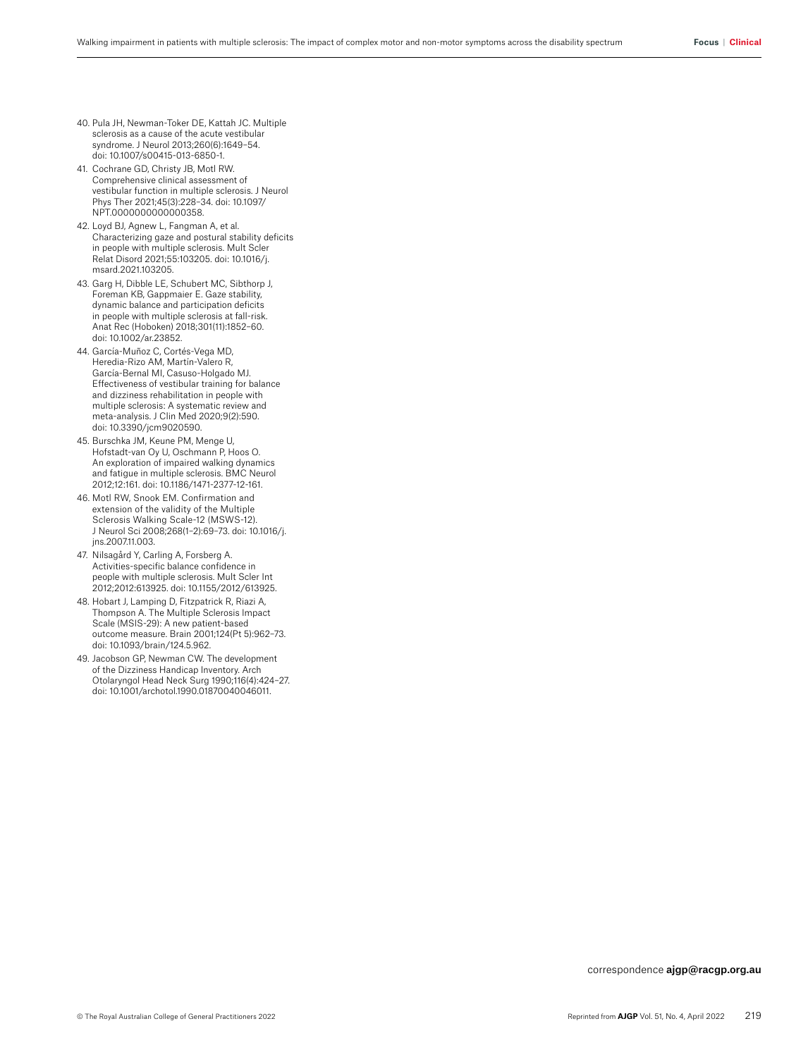40. Pula JH, Newman-Toker DE, Kattah JC. Multiple sclerosis as a cause of the acute vestibular syndrome. J Neurol 2013;260(6):1649–54. doi: 10.1007/s00415-013-6850-1.
41. Cochrane GD, Christy JB, Motl RW. Comprehensive clinical assessment of vestibular function in multiple sclerosis. J Neurol Phys Ther 2021;45(3):228–34. doi: 10.1097/NPT.0000000000000358.
42. Loyd BJ, Agnew L, Fangman A, et al. Characterizing gaze and postural stability deficits in people with multiple sclerosis. Mult Scler Relat Disord 2021;55:103205. doi: 10.1016/j.msard.2021.103205.
43. Garg H, Dibble LE, Schubert MC, Sibthorp J, Foreman KB, Gappmaier E. Gaze stability, dynamic balance and participation deficits in people with multiple sclerosis at fall-risk. Anat Rec (Hoboken) 2018;301(11):1852–60. doi: 10.1002/ar.23852.
44. García-Muñoz C, Cortés-Vega MD, Heredia-Rizo AM, Martín-Valero R, García-Bernal MI, Casuso-Holgado MJ. Effectiveness of vestibular training for balance and dizziness rehabilitation in people with multiple sclerosis: A systematic review and meta-analysis. J Clin Med 2020;9(2):590. doi: 10.3390/jcm9020590.
45. Burschka JM, Keune PM, Menge U, Hofstadt-van Oy U, Oschmann P, Hoos O. An exploration of impaired walking dynamics and fatigue in multiple sclerosis. BMC Neurol 2012;12:161. doi: 10.1186/1471-2377-12-161.
46. Motl RW, Snook EM. Confirmation and extension of the validity of the Multiple Sclerosis Walking Scale-12 (MSWS-12). J Neurol Sci 2008;268(1–2):69–73. doi: 10.1016/j.jns.2007.11.003.
47. Nilsagård Y, Carling A, Forsberg A. Activities-specific balance confidence in people with multiple sclerosis. Mult Scler Int 2012;2012:613925. doi: 10.1155/2012/613925.
48. Hobart J, Lamping D, Fitzpatrick R, Riazi A, Thompson A. The Multiple Sclerosis Impact Scale (MSIS-29): A new patient-based outcome measure. Brain 2001;124(Pt 5):962–73. doi: 10.1093/brain/124.5.962.
49. Jacobson GP, Newman CW. The development of the Dizziness Handicap Inventory. Arch Otolaryngol Head Neck Surg 1990;116(4):424–27. doi: 10.1001/archotol.1990.01870040046011.

correspondence **ajgp@racgp.org.au**